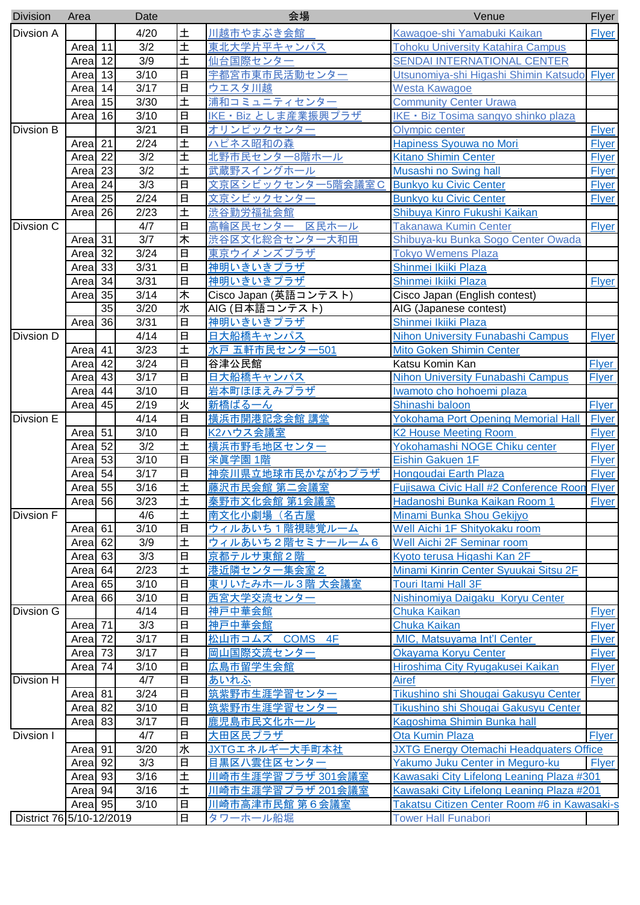| Division | Area | | Date | | 会場 | Venue | Flyer |
|---|---|---|---|---|---|---|---|
| Divsion A | | | 4/20 | 土 | 川越市やまぶき会館 | Kawagoe-shi Yamabuki Kaikan | Flyer |
| | Area | 11 | 3/2 | 土 | 東北大学片平キャンパス | Tohoku University Katahira Campus | |
| | Area | 12 | 3/9 | 土 | 仙台国際センター | SENDAI INTERNATIONAL CENTER | |
| | Area | 13 | 3/10 | 日 | 宇都宮市東市民活動センター | Utsunomiya-shi Higashi Shimin Katsudo | Flyer |
| | Area | 14 | 3/17 | 日 | ウエスタ川越 | Westa Kawagoe | |
| | Area | 15 | 3/30 | 土 | 浦和コミュニティセンター | Community Center Urawa | |
| | Area | 16 | 3/10 | 日 | IKE・Biz としま産業振興プラザ | IKE・Biz Tosima sangyo shinko plaza | |
| Divsion B | | | 3/21 | 日 | オリンピックセンター | Olympic center | Flyer |
| | Area | 21 | 2/24 | 土 | ハピネス昭和の森 | Hapiness Syouwa no Mori | Flyer |
| | Area | 22 | 3/2 | 土 | 北野市民センター8階ホール | Kitano Shimin Center | Flyer |
| | Area | 23 | 3/2 | 土 | 武蔵野スイングホール | Musashi no Swing hall | Flyer |
| | Area | 24 | 3/3 | 日 | 文京区シビックセンター5階会議室C | Bunkyo ku Civic Center | Flyer |
| | Area | 25 | 2/24 | 日 | 文京シビックセンター | Bunkyo ku Civic Center | Flyer |
| | Area | 26 | 2/23 | 土 | 渋谷勤労福祉会館 | Shibuya Kinro Fukushi Kaikan | |
| Divsion C | | | 4/7 | 日 | 高輪区民センター　区民ホール | Takanawa Kumin Center | Flyer |
| | Area | 31 | 3/7 | 木 | 渋谷区文化総合センター大和田 | Shibuya-ku Bunka Sogo Center Owada | |
| | Area | 32 | 3/24 | 日 | 東京ウイメンズプラザ | Tokyo Wemens Plaza | |
| | Area | 33 | 3/31 | 日 | 神明いきいきプラザ | Shinmei Ikiiki Plaza | |
| | Area | 34 | 3/31 | 日 | 神明いきいきプラザ | Shinmei Ikiiki Plaza | Flyer |
| | Area | 35 | 3/14 | 木 | Cisco Japan (英語コンテスト) | Cisco Japan (English contest) | |
| | | 35 | 3/20 | 水 | AIG (日本語コンテスト) | AIG (Japanese contest) | |
| | Area | 36 | 3/31 | 日 | 神明いきいきプラザ | Shinmei Ikiiki Plaza | |
| Divsion D | | | 4/14 | 日 | 日大船橋キャンパス | Nihon University Funabashi Campus | Flyer |
| | Area | 41 | 3/23 | 土 | 水戸 五軒市民センター501 | Mito Goken Shimin Center | |
| | Area | 42 | 3/24 | 日 | 谷津公民館 | Katsu Komin Kan | Flyer |
| | Area | 43 | 3/17 | 日 | 日大船橋キャンパス | Nihon University Funabashi Campus | Flyer |
| | Area | 44 | 3/10 | 日 | 岩本町ほほえみプラザ | Iwamoto cho hohoemi plaza | |
| | Area | 45 | 2/19 | 火 | 新橋ばるーん | Shinashi baloon | Flyer |
| Divsion E | | | 4/14 | 日 | 横浜市開港記念会館 講堂 | Yokohama Port Opening Memorial Hall | Flyer |
| | Area | 51 | 3/10 | 日 | K2ハウス会議室 | K2 House Meeting Room | Flyer |
| | Area | 52 | 3/2 | 土 | 横浜市野毛地区センター | Yokohamashi NOGE Chiku center | Flyer |
| | Area | 53 | 3/10 | 日 | 栄眞学園 1階 | Eishin Gakuen 1F | Flyer |
| | Area | 54 | 3/17 | 日 | 神奈川県立地球市民かながわプラザ | Hongoudai Earth Plaza | Flyer |
| | Area | 55 | 3/16 | 土 | 藤沢市民会館 第二会議室 | Fujisawa Civic Hall #2 Conference Roon | Flyer |
| | Area | 56 | 3/23 | 土 | 秦野市文化会館 第1会議室 | Hadanoshi Bunka Kaikan Room 1 | Flyer |
| Divsion F | | | 4/6 | 土 | 南文化小劇場（名古屋 | Minami Bunka Shou Gekijyo | |
| | Area | 61 | 3/10 | 日 | ウィルあいち１階視聴覚ルーム | Well Aichi 1F Shityokaku room | |
| | Area | 62 | 3/9 | 土 | ウィルあいち２階セミナールーム６ | Well Aichi 2F Seminar room | |
| | Area | 63 | 3/3 | 日 | 京都テルサ東館２階 | Kyoto terusa Higashi Kan 2F | |
| | Area | 64 | 2/23 | 土 | 港近隣センター集会室２ | Minami Kinrin Center Syuukai Sitsu 2F | |
| | Area | 65 | 3/10 | 日 | 東りいたみホール３階 大会議室 | Touri Itami Hall 3F | |
| | Area | 66 | 3/10 | 日 | 西宮大学交流センター | Nishinomiya Daigaku Koryu Center | |
| Divsion G | | | 4/14 | 日 | 神戸中華会館 | Chuka Kaikan | Flyer |
| | Area | 71 | 3/3 | 日 | 神戸中華会館 | Chuka Kaikan | Flyer |
| | Area | 72 | 3/17 | 日 | 松山市コムズ　COMS　4F | MIC, Matsuyama Int'l Center | Flyer |
| | Area | 73 | 3/17 | 日 | 岡山国際交流センター | Okayama Koryu Center | Flyer |
| | Area | 74 | 3/10 | 日 | 広島市留学生会館 | Hiroshima City Ryugakusei Kaikan | Flyer |
| Divsion H | | | 4/7 | 日 | あいれふ | Airef | Flyer |
| | Area | 81 | 3/24 | 日 | 筑紫野市生涯学習センター | Tikushino shi Shougai Gakusyu Center | |
| | Area | 82 | 3/10 | 日 | 筑紫野市生涯学習センター | Tikushino shi Shougai Gakusyu Center | |
| | Area | 83 | 3/17 | 日 | 鹿児島市民文化ホール | Kagoshima Shimin Bunka hall | |
| Divsion I | | | 4/7 | 日 | 大田区民プラザ | Ota Kumin Plaza | Flyer |
| | Area | 91 | 3/20 | 水 | JXTGエネルギー大手町本社 | JXTG Energy Otemachi Headquaters Office | |
| | Area | 92 | 3/3 | 日 | 目黒区八雲住区センター | Yakumo Juku Center in Meguro-ku | Flyer |
| | Area | 93 | 3/16 | 土 | 川崎市生涯学習プラザ 301会議室 | Kawasaki City Lifelong Leaning Plaza #301 | |
| | Area | 94 | 3/16 | 土 | 川崎市生涯学習プラザ 201会議室 | Kawasaki City Lifelong Leaning Plaza #201 | |
| | Area | 95 | 3/10 | 日 | 川崎市高津市民館 第６会議室 | Takatsu Citizen Center Room #6 in Kawasaki-s | |
| District 76 | 5/10-12/2019 | | | 日 | タワーホール船堀 | Tower Hall Funabori | |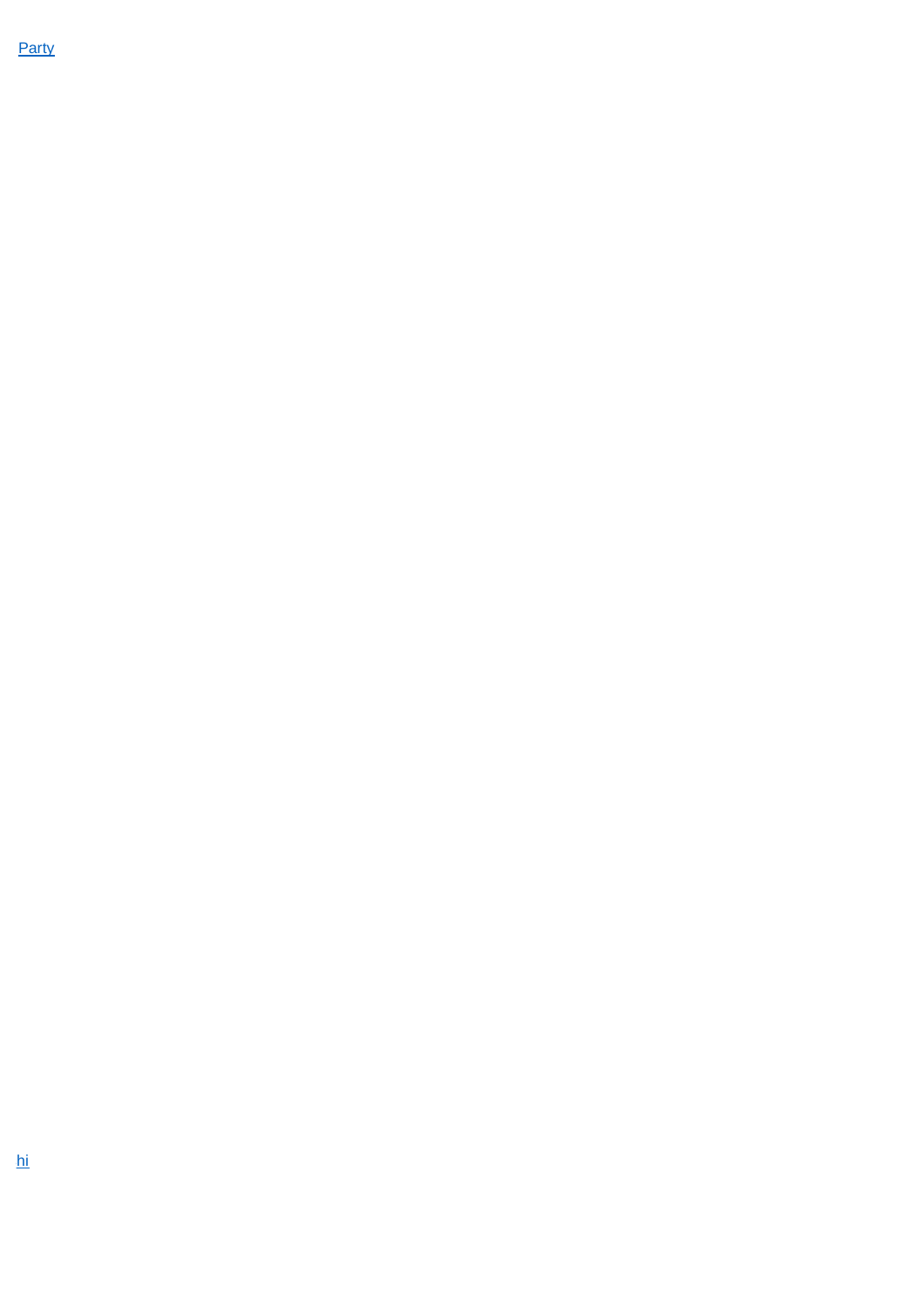Party

hi